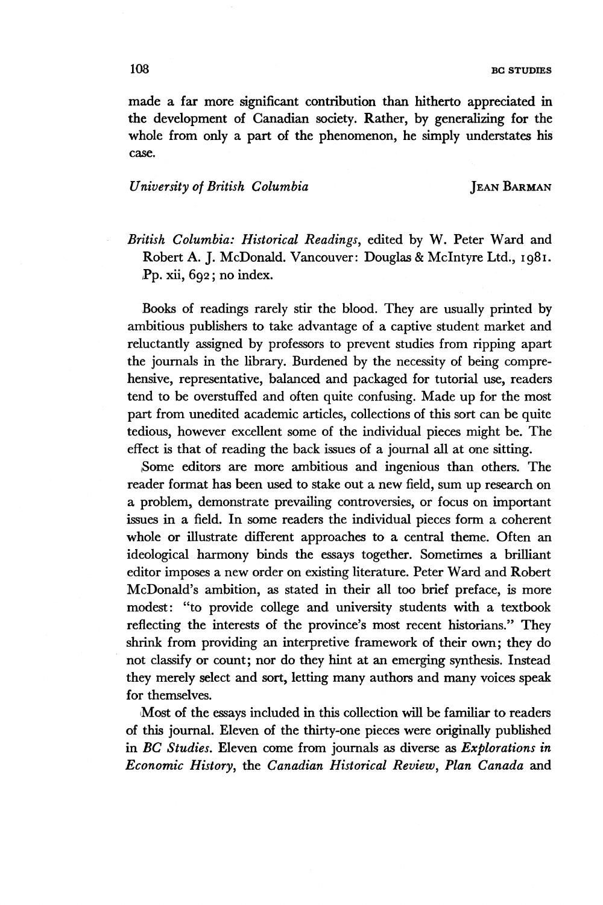made a far more significant contribution than hitherto appreciated in the development of Canadian society. Rather, by generalizing for the whole from only a part of the phenomenon, he simply understates his case.

*University of British Columbia* JEAN BARMAN

*British Columbia: Historical Readings*, edited by W. Peter Ward and Robert A. J. McDonald. Vancouver: Douglas & McIntyre Ltd., 1981. Pp. xii, 692; no index.

Books of readings rarely stir the blood. They are usually printed by ambitious publishers to take advantage of a captive student market and reluctantly assigned by professors to prevent studies from ripping apart the journals in the library. Burdened by the necessity of being comprehensive, representative, balanced and packaged for tutorial use, readers tend to be overstuffed and often quite confusing. Made up for the most part from unedited academic articles, collections of this sort can be quite tedious, however excellent some of the individual pieces might be. The effect is that of reading the back issues of a journal all at one sitting.

Some editors are more ambitious and ingenious than others. The reader format has been used to stake out a new field, sum up research on a problem, demonstrate prevailing controversies, or focus on important issues in a field. In some readers the individual pieces form a coherent whole or illustrate different approaches to a central theme. Often an ideological harmony binds the essays together. Sometimes a brilliant editor imposes a new order on existing literature. Peter Ward and Robert McDonald's ambition, as stated in their all too brief preface, is more modest: "to provide college and university students with a textbook reflecting the interests of the province's most recent historians." They shrink from providing an interpretive framework of their own; they do not classify or count; nor do they hint at an emerging synthesis. Instead they merely select and sort, letting many authors and many voices speak for themselves.

Most of the essays included in this collection will be familiar to readers of this journal. Eleven of the thirty-one pieces were originally published in *BC Studies*. Eleven come from journals as diverse as *Explorations in Economic History*, the *Canadian Historical Review*, *Plan Canada* and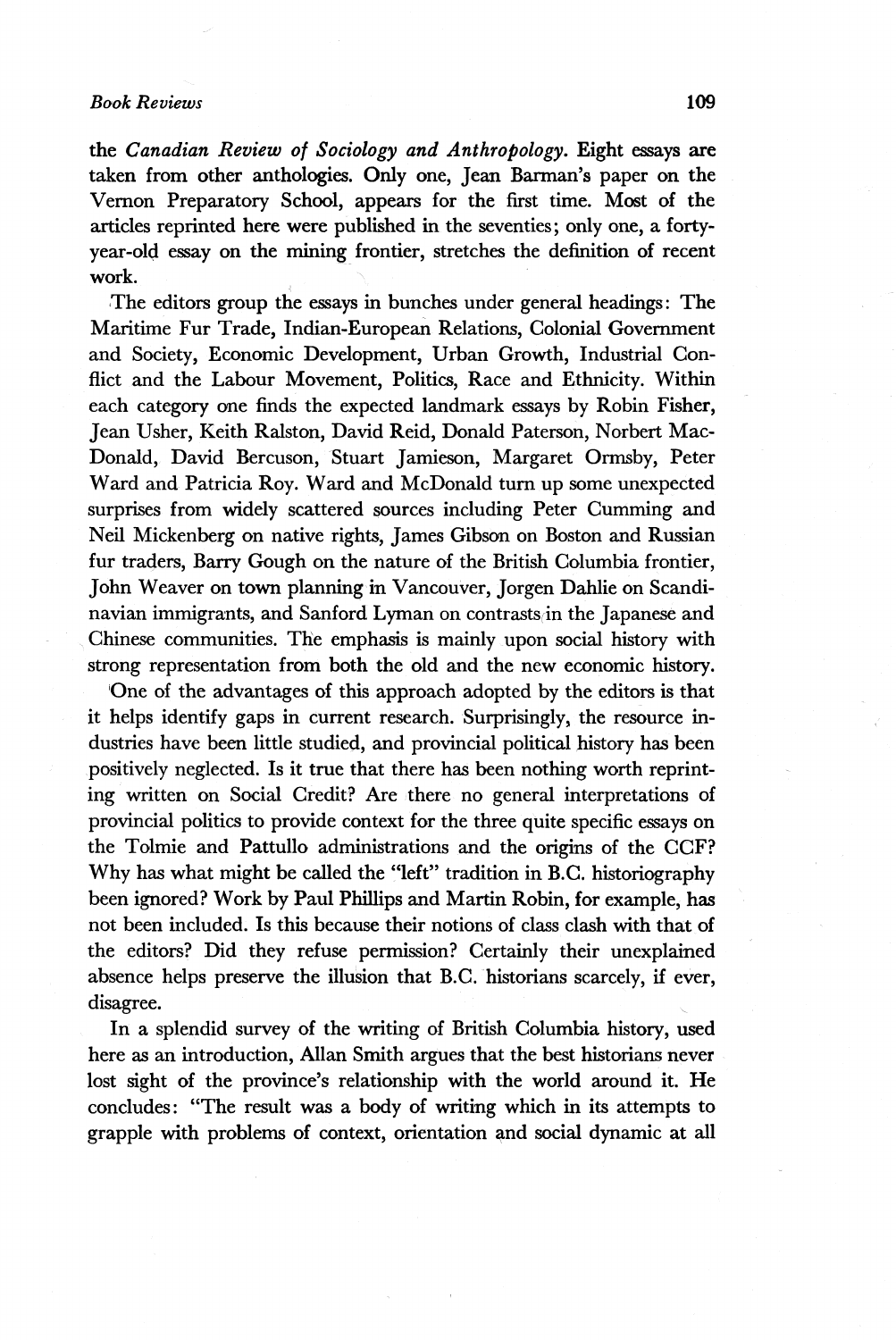the *Canadian Review of Sociology and Anthropology*. Eight essays are taken from other anthologies. Only one, Jean Barman's paper on the Vernon Preparatory School, appears for the first time. Most of the articles reprinted here were published in the seventies; only one, a forty-year-old essay on the mining frontier, stretches the definition of recent work.

The editors group the essays in bunches under general headings: The Maritime Fur Trade, Indian-European Relations, Colonial Government and Society, Economic Development, Urban Growth, Industrial Conflict and the Labour Movement, Politics, Race and Ethnicity. Within each category one finds the expected landmark essays by Robin Fisher, Jean Usher, Keith Ralston, David Reid, Donald Paterson, Norbert MacDonald, David Bercuson, Stuart Jamieson, Margaret Ormsby, Peter Ward and Patricia Roy. Ward and McDonald turn up some unexpected surprises from widely scattered sources including Peter Cumming and Neil Mickenberg on native rights, James Gibson on Boston and Russian fur traders, Barry Gough on the nature of the British Columbia frontier, John Weaver on town planning in Vancouver, Jorgen Dahlie on Scandinavian immigrants, and Sanford Lyman on contrasts in the Japanese and Chinese communities. The emphasis is mainly upon social history with strong representation from both the old and the new economic history.

One of the advantages of this approach adopted by the editors is that it helps identify gaps in current research. Surprisingly, the resource industries have been little studied, and provincial political history has been positively neglected. Is it true that there has been nothing worth reprinting written on Social Credit? Are there no general interpretations of provincial politics to provide context for the three quite specific essays on the Tolmie and Pattullo administrations and the origins of the CCF? Why has what might be called the "left" tradition in B.C. historiography been ignored? Work by Paul Phillips and Martin Robin, for example, has not been included. Is this because their notions of class clash with that of the editors? Did they refuse permission? Certainly their unexplained absence helps preserve the illusion that B.C. historians scarcely, if ever, disagree.

In a splendid survey of the writing of British Columbia history, used here as an introduction, Allan Smith argues that the best historians never lost sight of the province's relationship with the world around it. He concludes: "The result was a body of writing which in its attempts to grapple with problems of context, orientation and social dynamic at all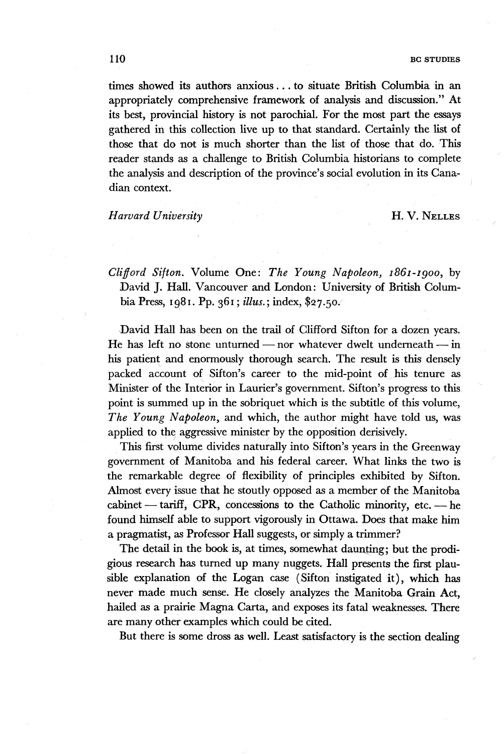times showed its authors anxious . . . to situate British Columbia in an appropriately comprehensive framework of analysis and discussion." At its best, provincial history is not parochial. For the most part the essays gathered in this collection live up to that standard. Certainly the list of those that do not is much shorter than the list of those that do. This reader stands as a challenge to British Columbia historians to complete the analysis and description of the province's social evolution in its Canadian context.

*Harvard University* H. V. NELLES

*Clifford Sifton*. Volume One: *The Young Napoleon, 1861-1900*, by David J. Hall. Vancouver and London: University of British Columbia Press, 1981. Pp. 361; *illus.*; index, $27.50.

David Hall has been on the trail of Clifford Sifton for a dozen years. He has left no stone unturned — nor whatever dwelt underneath — in his patient and enormously thorough search. The result is this densely packed account of Sifton's career to the mid-point of his tenure as Minister of the Interior in Laurier's government. Sifton's progress to this point is summed up in the sobriquet which is the subtitle of this volume, *The Young Napoleon*, and which, the author might have told us, was applied to the aggressive minister by the opposition derisively.

This first volume divides naturally into Sifton's years in the Greenway government of Manitoba and his federal career. What links the two is the remarkable degree of flexibility of principles exhibited by Sifton. Almost every issue that he stoutly opposed as a member of the Manitoba cabinet — tariff, CPR, concessions to the Catholic minority, etc. — he found himself able to support vigorously in Ottawa. Does that make him a pragmatist, as Professor Hall suggests, or simply a trimmer?

The detail in the book is, at times, somewhat daunting; but the prodigious research has turned up many nuggets. Hall presents the first plausible explanation of the Logan case (Sifton instigated it), which has never made much sense. He closely analyzes the Manitoba Grain Act, hailed as a prairie Magna Carta, and exposes its fatal weaknesses. There are many other examples which could be cited.

But there is some dross as well. Least satisfactory is the section dealing